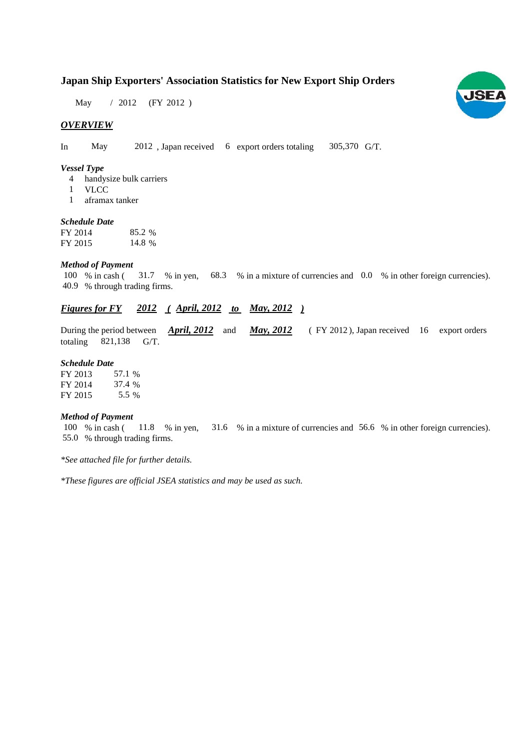# Japan Ship Exporters' Association Statistics for New Export Ship Orders

May / 2012 (FY 2012 )

## *OVERVIEW*

In May 2012 , Japan received 6 export orders totaling 305,370 G/T.

### *Vessel Type*

4 handysize bulk carriers
1 VLCC
1 aframax tanker

### *Schedule Date*

| | |
|---|---|
| FY 2014 | 85.2 % |
| FY 2015 | 14.8 % |

### *Method of Payment*

100 % in cash ( 31.7 % in yen, 68.3 % in a mixture of currencies and 0.0 % in other foreign currencies).
40.9 % through trading firms.

## *Figures for FY 2012 ( April, 2012 to May, 2012 )*

During the period between ***April, 2012*** and ***May, 2012*** ( FY 2012 ), Japan received 16 export orders totaling 821,138 G/T.

### *Schedule Date*

| | |
|---|---|
| FY 2013 | 57.1 % |
| FY 2014 | 37.4 % |
| FY 2015 | 5.5 % |

### *Method of Payment*

100 % in cash ( 11.8 % in yen, 31.6 % in a mixture of currencies and 56.6 % in other foreign currencies).
55.0 % through trading firms.

*\*See attached file for further details.*

*\*These figures are official JSEA statistics and may be used as such.*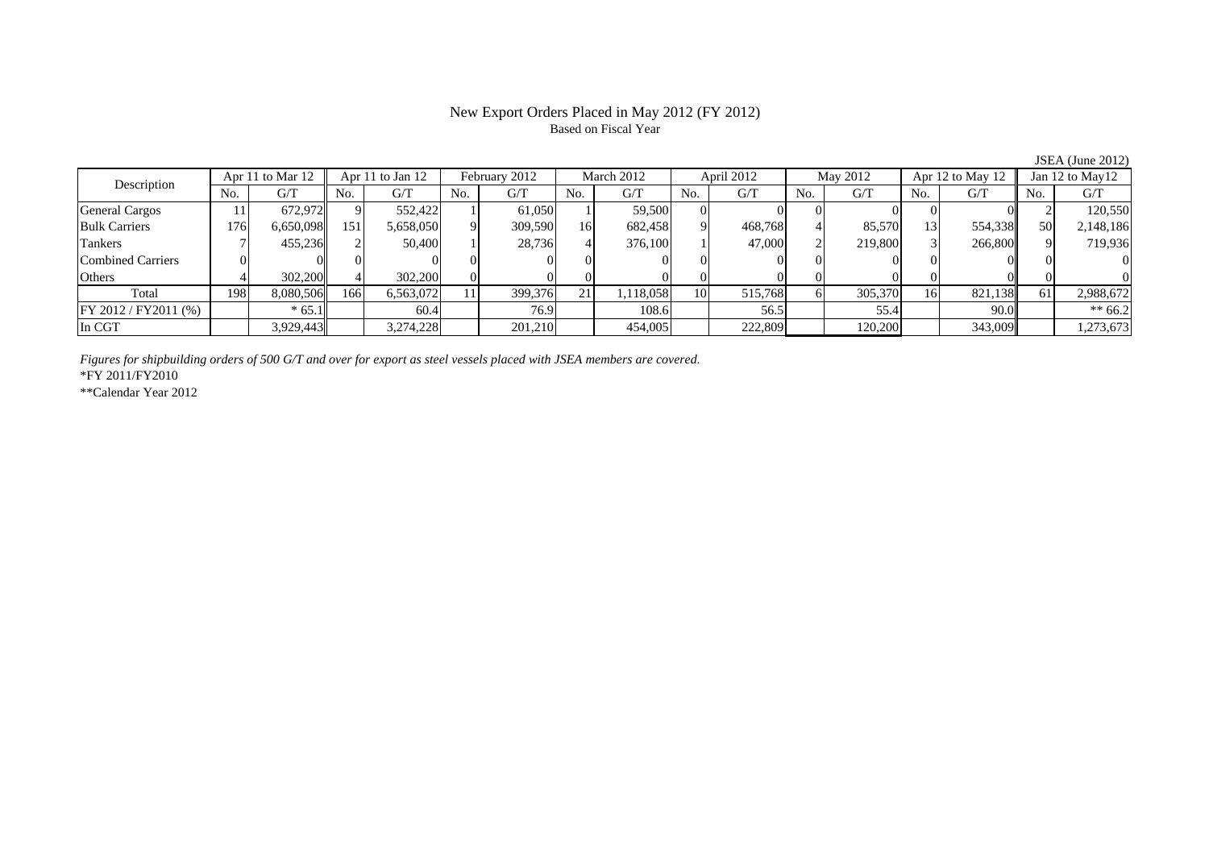# New Export Orders Placed in May 2012 (FY 2012)

Based on Fiscal Year

JSEA (June 2012)

| Description | Apr 11 to Mar 12 | | Apr 11 to Jan 12 | | February 2012 | | March 2012 | | April 2012 | | May 2012 | | Apr 12 to May 12 | | Jan 12 to May12 | |
|---|---|---|---|---|---|---|---|---|---|---|---|---|---|---|---|---|
| | No. | G/T | No. | G/T | No. | G/T | No. | G/T | No. | G/T | No. | G/T | No. | G/T | No. | G/T |
| General Cargos | 11 | 672,972 | 9 | 552,422 | 1 | 61,050 | 1 | 59,500 | 0 | 0 | 0 | 0 | 0 | 0 | 2 | 120,550 |
| Bulk Carriers | 176 | 6,650,098 | 151 | 5,658,050 | 9 | 309,590 | 16 | 682,458 | 9 | 468,768 | 4 | 85,570 | 13 | 554,338 | 50 | 2,148,186 |
| Tankers | 7 | 455,236 | 2 | 50,400 | 1 | 28,736 | 4 | 376,100 | 1 | 47,000 | 2 | 219,800 | 3 | 266,800 | 9 | 719,936 |
| Combined Carriers | 0 | 0 | 0 | 0 | 0 | 0 | 0 | 0 | 0 | 0 | 0 | 0 | 0 | 0 | 0 | 0 |
| Others | 4 | 302,200 | 4 | 302,200 | 0 | 0 | 0 | 0 | 0 | 0 | 0 | 0 | 0 | 0 | 0 | 0 |
| Total | 198 | 8,080,506 | 166 | 6,563,072 | 11 | 399,376 | 21 | 1,118,058 | 10 | 515,768 | 6 | 305,370 | 16 | 821,138 | 61 | 2,988,672 |
| FY 2012 / FY2011 (%) | | * 65.1 | | 60.4 | | 76.9 | | 108.6 | | 56.5 | | 55.4 | | 90.0 | | ** 66.2 |
| In CGT | | 3,929,443 | | 3,274,228 | | 201,210 | | 454,005 | | 222,809 | | 120,200 | | 343,009 | | 1,273,673 |

*Figures for shipbuilding orders of 500 G/T and over for export as steel vessels placed with JSEA members are covered.*

*FY 2011/FY2010

**Calendar Year 2012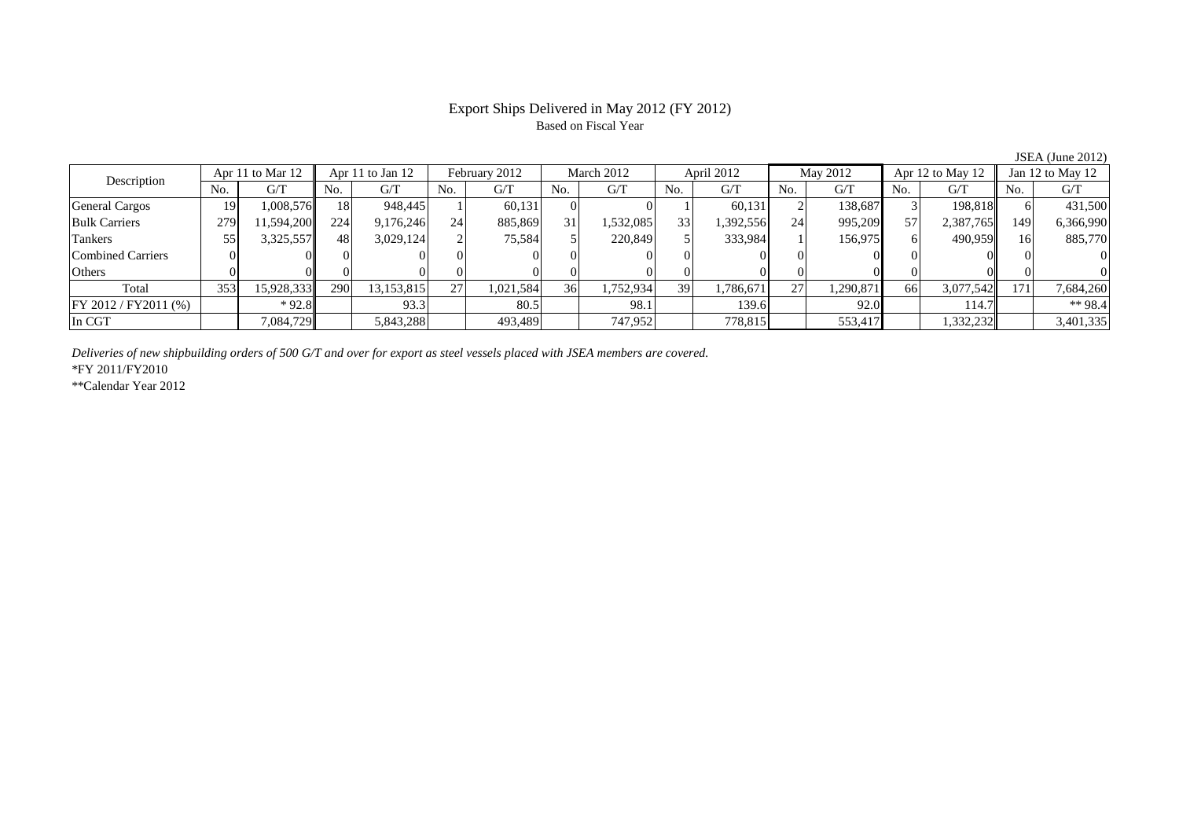# Export Ships Delivered in May 2012 (FY 2012)

Based on Fiscal Year

JSEA (June 2012)

| Description | Apr 11 to Mar 12 | | Apr 11 to Jan 12 | | February 2012 | | March 2012 | | April 2012 | | May 2012 | | Apr 12 to May 12 | | Jan 12 to May 12 | |
|---|---|---|---|---|---|---|---|---|---|---|---|---|---|---|---|---|
| | No. | G/T | No. | G/T | No. | G/T | No. | G/T | No. | G/T | No. | G/T | No. | G/T | No. | G/T |
| General Cargos | 19 | 1,008,576 | 18 | 948,445 | 1 | 60,131 | 0 | 0 | 1 | 60,131 | 2 | 138,687 | 3 | 198,818 | 6 | 431,500 |
| Bulk Carriers | 279 | 11,594,200 | 224 | 9,176,246 | 24 | 885,869 | 31 | 1,532,085 | 33 | 1,392,556 | 24 | 995,209 | 57 | 2,387,765 | 149 | 6,366,990 |
| Tankers | 55 | 3,325,557 | 48 | 3,029,124 | 2 | 75,584 | 5 | 220,849 | 5 | 333,984 | 1 | 156,975 | 6 | 490,959 | 16 | 885,770 |
| Combined Carriers | 0 | 0 | 0 | 0 | 0 | 0 | 0 | 0 | 0 | 0 | 0 | 0 | 0 | 0 | 0 | 0 |
| Others | 0 | 0 | 0 | 0 | 0 | 0 | 0 | 0 | 0 | 0 | 0 | 0 | 0 | 0 | 0 | 0 |
| Total | 353 | 15,928,333 | 290 | 13,153,815 | 27 | 1,021,584 | 36 | 1,752,934 | 39 | 1,786,671 | 27 | 1,290,871 | 66 | 3,077,542 | 171 | 7,684,260 |
| FY 2012 / FY2011 (%) | | * 92.8 | | 93.3 | | 80.5 | | 98.1 | | 139.6 | | 92.0 | | 114.7 | | ** 98.4 |
| In CGT | | 7,084,729 | | 5,843,288 | | 493,489 | | 747,952 | | 778,815 | | 553,417 | | 1,332,232 | | 3,401,335 |

*Deliveries of new shipbuilding orders of 500 G/T and over for export as steel vessels placed with JSEA members are covered.*

*FY 2011/FY2010

**Calendar Year 2012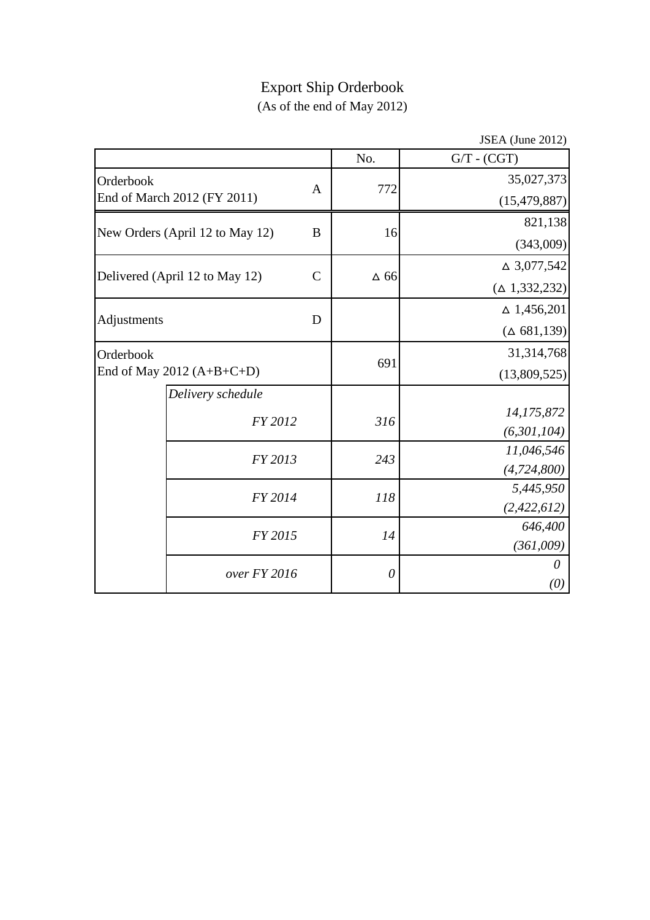# Export Ship Orderbook

(As of the end of May 2012)

JSEA (June 2012)

| | | | No. | G/T - (CGT) |
|---|---|---|---|---|
| Orderbook<br>End of March 2012 (FY 2011) | | A | 772 | 35,027,373<br>(15,479,887) |
| New Orders (April 12 to May 12) | | B | 16 | 821,138<br>(343,009) |
| Delivered (April 12 to May 12) | | C | △ 66 | △ 3,077,542<br>(△ 1,332,232) |
| Adjustments | | D | | △ 1,456,201<br>(△ 681,139) |
| Orderbook<br>End of May 2012 (A+B+C+D) | | | 691 | 31,314,768<br>(13,809,525) |
| | *Delivery schedule* | | | |
| | *FY 2012* | | *316* | *14,175,872*<br>*(6,301,104)* |
| | *FY 2013* | | *243* | *11,046,546*<br>*(4,724,800)* |
| | *FY 2014* | | *118* | *5,445,950*<br>*(2,422,612)* |
| | *FY 2015* | | *14* | *646,400*<br>*(361,009)* |
| | *over FY 2016* | | *0* | *0*<br>*(0)* |